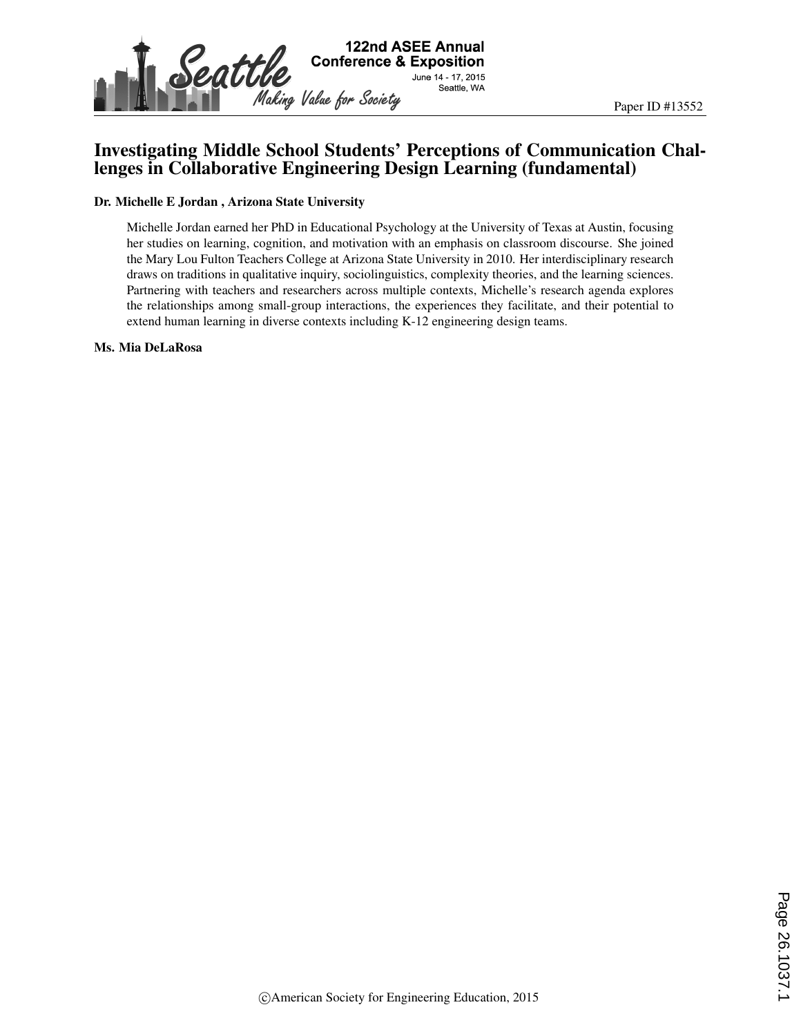Paper ID #13552

# Investigating Middle School Students' Perceptions of Communication Challenges in Collaborative Engineering Design Learning (fundamental)

**Dr. Michelle E Jordan , Arizona State University**

Michelle Jordan earned her PhD in Educational Psychology at the University of Texas at Austin, focusing her studies on learning, cognition, and motivation with an emphasis on classroom discourse. She joined the Mary Lou Fulton Teachers College at Arizona State University in 2010. Her interdisciplinary research draws on traditions in qualitative inquiry, sociolinguistics, complexity theories, and the learning sciences. Partnering with teachers and researchers across multiple contexts, Michelle's research agenda explores the relationships among small-group interactions, the experiences they facilitate, and their potential to extend human learning in diverse contexts including K-12 engineering design teams.

**Ms. Mia DeLaRosa**

©American Society for Engineering Education, 2015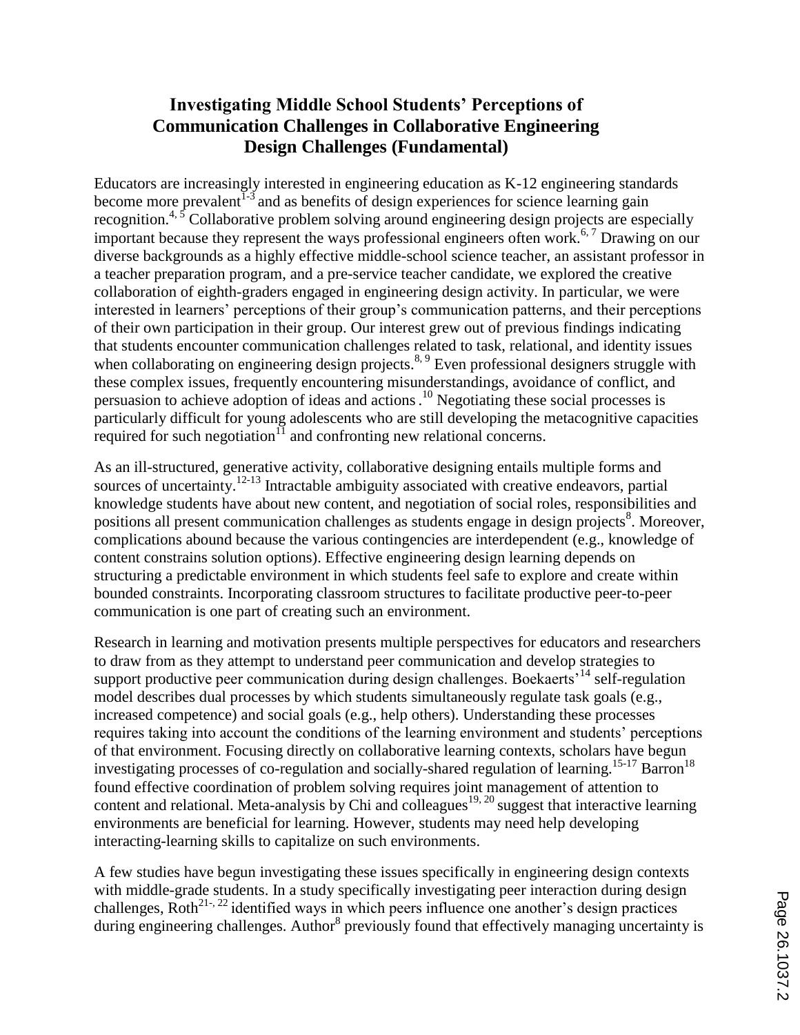## Investigating Middle School Students' Perceptions of Communication Challenges in Collaborative Engineering Design Challenges (Fundamental)

Educators are increasingly interested in engineering education as K-12 engineering standards become more prevalent[1-3] and as benefits of design experiences for science learning gain recognition.[4, 5] Collaborative problem solving around engineering design projects are especially important because they represent the ways professional engineers often work.[6, 7] Drawing on our diverse backgrounds as a highly effective middle-school science teacher, an assistant professor in a teacher preparation program, and a pre-service teacher candidate, we explored the creative collaboration of eighth-graders engaged in engineering design activity. In particular, we were interested in learners' perceptions of their group's communication patterns, and their perceptions of their own participation in their group. Our interest grew out of previous findings indicating that students encounter communication challenges related to task, relational, and identity issues when collaborating on engineering design projects.[8, 9] Even professional designers struggle with these complex issues, frequently encountering misunderstandings, avoidance of conflict, and persuasion to achieve adoption of ideas and actions .[10] Negotiating these social processes is particularly difficult for young adolescents who are still developing the metacognitive capacities required for such negotiation[11] and confronting new relational concerns.

As an ill-structured, generative activity, collaborative designing entails multiple forms and sources of uncertainty.[12-13] Intractable ambiguity associated with creative endeavors, partial knowledge students have about new content, and negotiation of social roles, responsibilities and positions all present communication challenges as students engage in design projects[8]. Moreover, complications abound because the various contingencies are interdependent (e.g., knowledge of content constrains solution options). Effective engineering design learning depends on structuring a predictable environment in which students feel safe to explore and create within bounded constraints. Incorporating classroom structures to facilitate productive peer-to-peer communication is one part of creating such an environment.

Research in learning and motivation presents multiple perspectives for educators and researchers to draw from as they attempt to understand peer communication and develop strategies to support productive peer communication during design challenges. Boekaerts'[14] self-regulation model describes dual processes by which students simultaneously regulate task goals (e.g., increased competence) and social goals (e.g., help others). Understanding these processes requires taking into account the conditions of the learning environment and students' perceptions of that environment. Focusing directly on collaborative learning contexts, scholars have begun investigating processes of co-regulation and socially-shared regulation of learning.[15-17] Barron[18] found effective coordination of problem solving requires joint management of attention to content and relational. Meta-analysis by Chi and colleagues[19, 20] suggest that interactive learning environments are beneficial for learning. However, students may need help developing interacting-learning skills to capitalize on such environments.

A few studies have begun investigating these issues specifically in engineering design contexts with middle-grade students. In a study specifically investigating peer interaction during design challenges, Roth[21-, 22] identified ways in which peers influence one another's design practices during engineering challenges. Author[8] previously found that effectively managing uncertainty is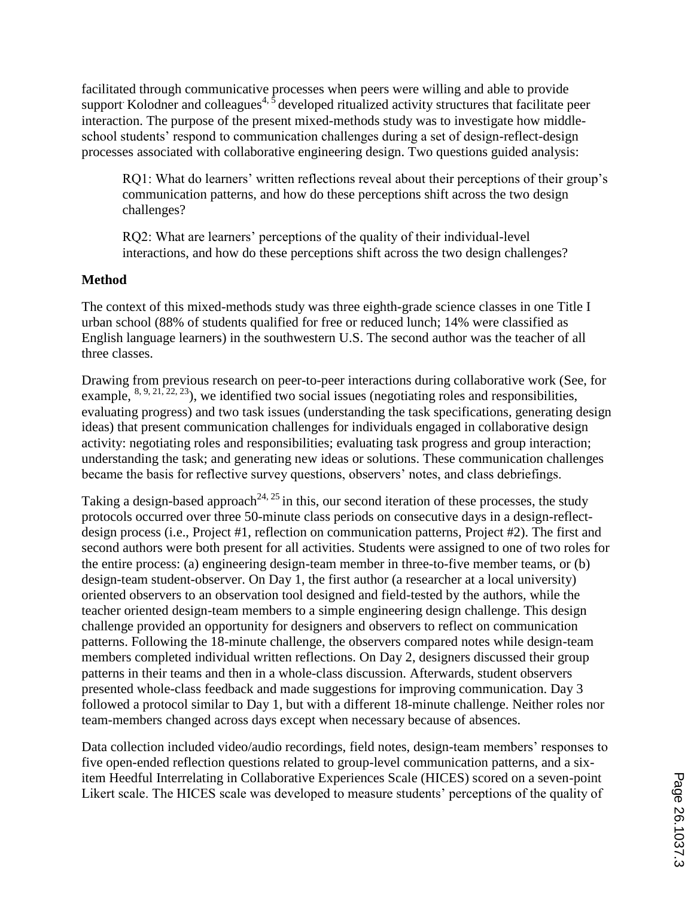facilitated through communicative processes when peers were willing and able to provide support. Kolodner and colleagues[4, 5] developed ritualized activity structures that facilitate peer interaction. The purpose of the present mixed-methods study was to investigate how middle-school students' respond to communication challenges during a set of design-reflect-design processes associated with collaborative engineering design. Two questions guided analysis:

> RQ1: What do learners' written reflections reveal about their perceptions of their group's communication patterns, and how do these perceptions shift across the two design challenges?
>
> RQ2: What are learners' perceptions of the quality of their individual-level interactions, and how do these perceptions shift across the two design challenges?

**Method**

The context of this mixed-methods study was three eighth-grade science classes in one Title I urban school (88% of students qualified for free or reduced lunch; 14% were classified as English language learners) in the southwestern U.S. The second author was the teacher of all three classes.

Drawing from previous research on peer-to-peer interactions during collaborative work (See, for example, [8, 9, 21, 22, 23]), we identified two social issues (negotiating roles and responsibilities, evaluating progress) and two task issues (understanding the task specifications, generating design ideas) that present communication challenges for individuals engaged in collaborative design activity: negotiating roles and responsibilities; evaluating task progress and group interaction; understanding the task; and generating new ideas or solutions. These communication challenges became the basis for reflective survey questions, observers' notes, and class debriefings.

Taking a design-based approach[24, 25] in this, our second iteration of these processes, the study protocols occurred over three 50-minute class periods on consecutive days in a design-reflect-design process (i.e., Project #1, reflection on communication patterns, Project #2). The first and second authors were both present for all activities. Students were assigned to one of two roles for the entire process: (a) engineering design-team member in three-to-five member teams, or (b) design-team student-observer. On Day 1, the first author (a researcher at a local university) oriented observers to an observation tool designed and field-tested by the authors, while the teacher oriented design-team members to a simple engineering design challenge. This design challenge provided an opportunity for designers and observers to reflect on communication patterns. Following the 18-minute challenge reflections, the observers compared notes while design-team members completed individual written reflections. On Day 2, designers discussed their group patterns in their teams and then in a whole-class discussion. Afterwards, student observers presented whole-class feedback and made suggestions for improving communication. Day 3 followed a protocol similar to Day 1, but with a different 18-minute challenge. Neither roles nor team-members changed across days except when necessary because of absences.

Data collection included video/audio recordings, field notes, design-team members' responses to five open-ended reflection questions related to group-level communication patterns, and a six-item Heedful Interrelating in Collaborative Experiences Scale (HICES) scored on a seven-point Likert scale. The HICES scale was developed to measure students' perceptions of the quality of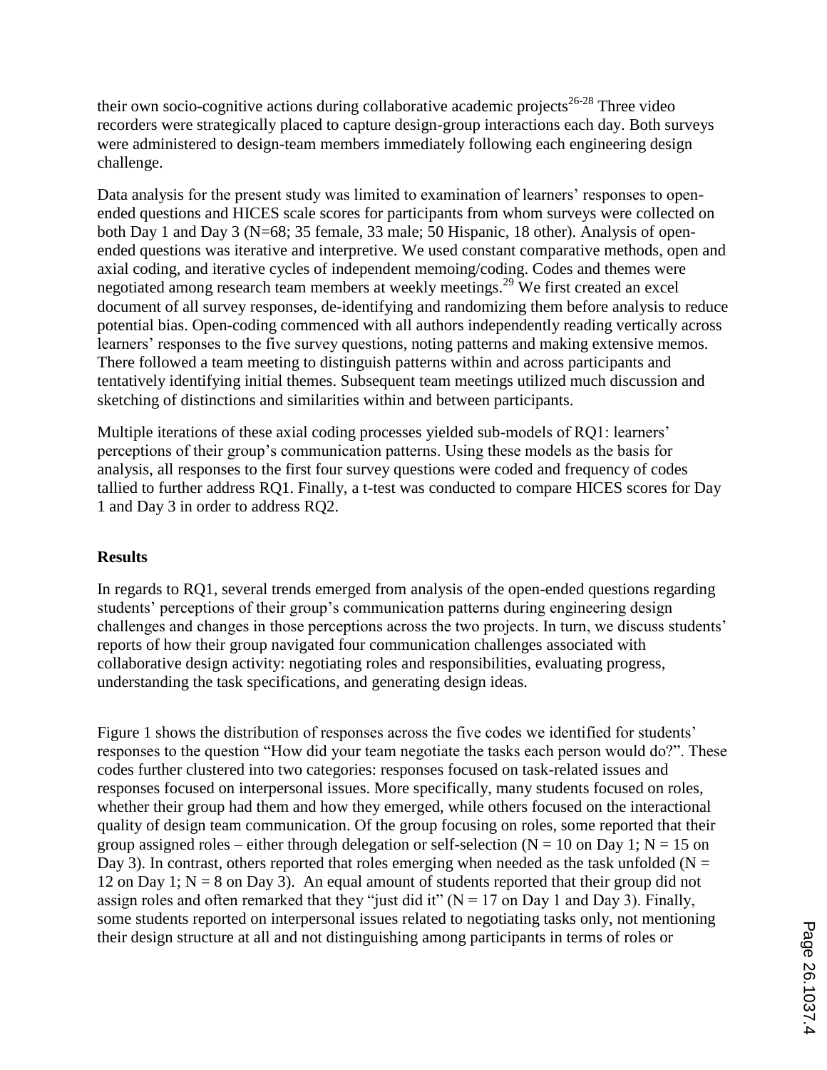their own socio-cognitive actions during collaborative academic projects[26-28] Three video recorders were strategically placed to capture design-group interactions each day. Both surveys were administered to design-team members immediately following each engineering design challenge.

Data analysis for the present study was limited to examination of learners' responses to open-ended questions and HICES scale scores for participants from whom surveys were collected on both Day 1 and Day 3 (N=68; 35 female, 33 male; 50 Hispanic, 18 other). Analysis of open-ended questions was iterative and interpretive. We used constant comparative methods, open and axial coding, and iterative cycles of independent memoing/coding. Codes and themes were negotiated among research team members at weekly meetings.[29] We first created an excel document of all survey responses, de-identifying and randomizing them before analysis to reduce potential bias. Open-coding commenced with all authors independently reading vertically across learners' responses to the five survey questions, noting patterns and making extensive memos. There followed a team meeting to distinguish patterns within and across participants and tentatively identifying initial themes. Subsequent team meetings utilized much discussion and sketching of distinctions and similarities within and between participants.

Multiple iterations of these axial coding processes yielded sub-models of RQ1: learners' perceptions of their group's communication patterns. Using these models as the basis for analysis, all responses to the first four survey questions were coded and frequency of codes tallied to further address RQ1. Finally, a t-test was conducted to compare HICES scores for Day 1 and Day 3 in order to address RQ2.

## Results

In regards to RQ1, several trends emerged from analysis of the open-ended questions regarding students' perceptions of their group's communication patterns during engineering design challenges and changes in those perceptions across the two projects. In turn, we discuss students' reports of how their group navigated four communication challenges associated with collaborative design activity: negotiating roles and responsibilities, evaluating progress, understanding the task specifications, and generating design ideas.

Figure 1 shows the distribution of responses across the five codes we identified for students' responses to the question "How did your team negotiate the tasks each person would do?". These codes further clustered into two categories: responses focused on task-related issues and responses focused on interpersonal issues. More specifically, many students focused on roles, whether their group had them and how they emerged, while others focused on the interactional quality of design team communication. Of the group focusing on roles, some reported that their group assigned roles – either through delegation or self-selection (N = 10 on Day 1; N = 15 on Day 3). In contrast, others reported that roles emerging when needed as the task unfolded (N = 12 on Day 1; N = 8 on Day 3). An equal amount of students reported that their group did not assign roles and often remarked that they "just did it" (N = 17 on Day 1 and Day 3). Finally, some students reported on interpersonal issues related to negotiating tasks only, not mentioning their design structure at all and not distinguishing among participants in terms of roles or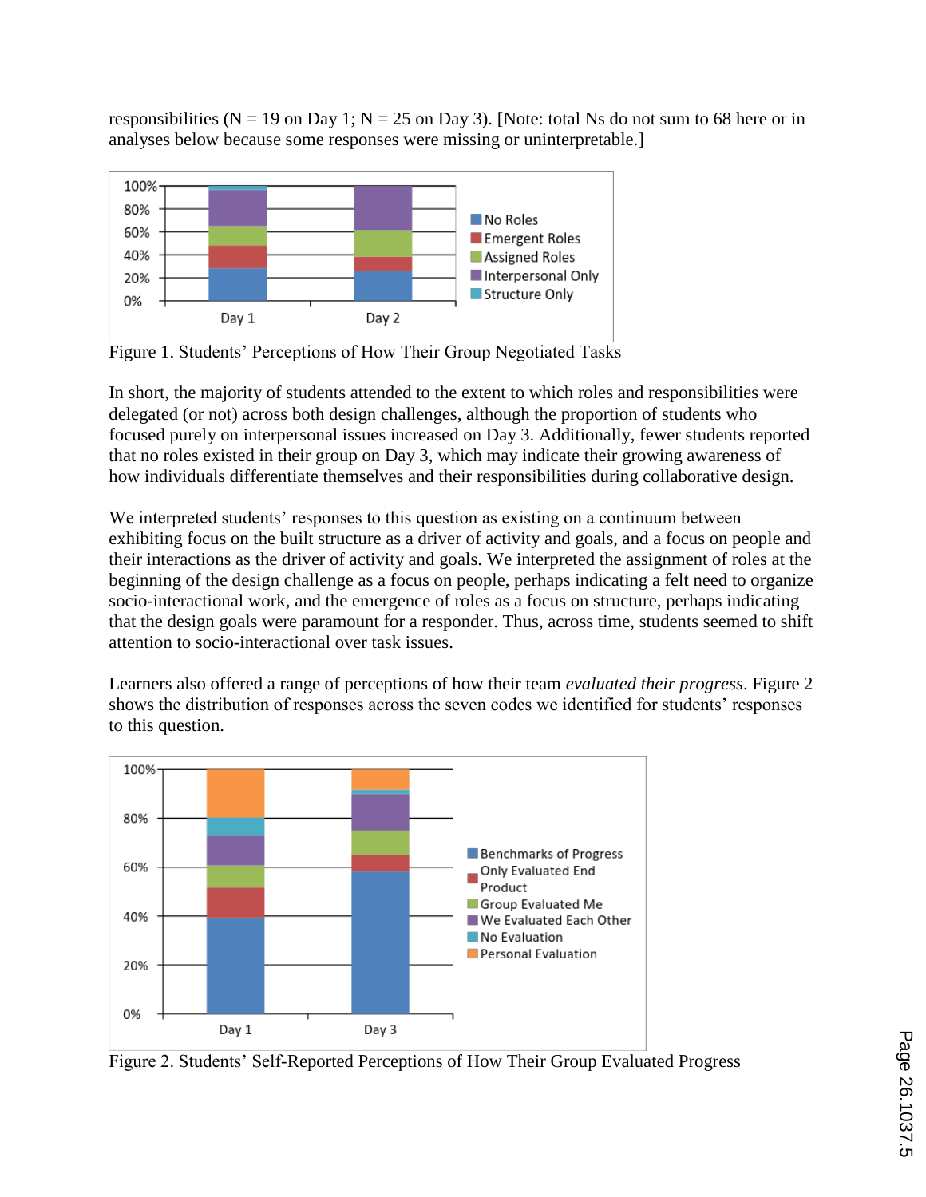responsibilities (N = 19 on Day 1; N = 25 on Day 3). [Note: total Ns do not sum to 68 here or in analyses below because some responses were missing or uninterpretable.]

Figure 1. Students' Perceptions of How Their Group Negotiated Tasks

In short, the majority of students attended to the extent to which roles and responsibilities were delegated (or not) across both design challenges, although the proportion of students who focused purely on interpersonal issues increased on Day 3. Additionally, fewer students reported that no roles existed in their group on Day 3, which may indicate their growing awareness of how individuals differentiate themselves and their responsibilities during collaborative design.

We interpreted students' responses to this question as existing on a continuum between exhibiting focus on the built structure as a driver of activity and goals, and a focus on people and their interactions as the driver of activity and goals. We interpreted the assignment of roles at the beginning of the design challenge as a focus on people, perhaps indicating a felt need to organize socio-interactional work, and the emergence of roles as a focus on structure, perhaps indicating that the design goals were paramount for a responder. Thus, across time, students seemed to shift attention to socio-interactional over task issues.

Learners also offered a range of perceptions of how their team *evaluated their progress*. Figure 2 shows the distribution of responses across the seven codes we identified for students' responses to this question.

Figure 2. Students' Self-Reported Perceptions of How Their Group Evaluated Progress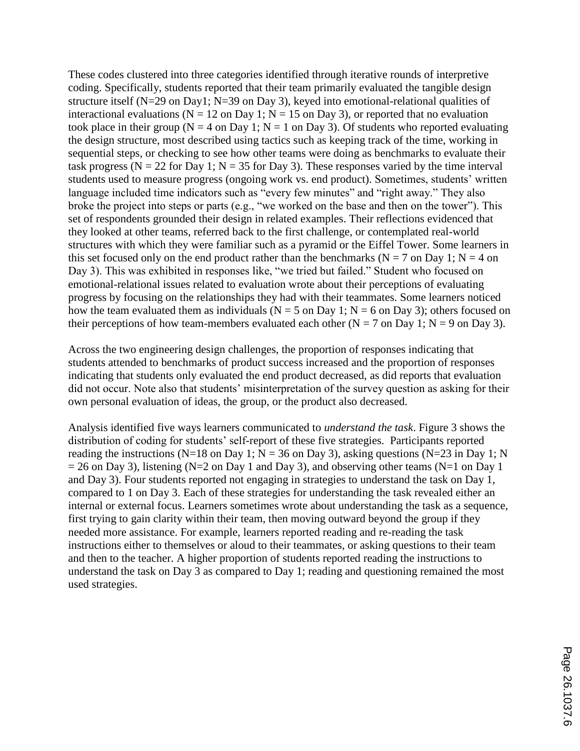These codes clustered into three categories identified through iterative rounds of interpretive coding. Specifically, students reported that their team primarily evaluated the tangible design structure itself (N=29 on Day1; N=39 on Day 3), keyed into emotional-relational qualities of interactional evaluations (N = 12 on Day 1; N = 15 on Day 3), or reported that no evaluation took place in their group (N = 4 on Day 1; N = 1 on Day 3). Of students who reported evaluating the design structure, most described using tactics such as keeping track of the time, working in sequential steps, or checking to see how other teams were doing as benchmarks to evaluate their task progress (N = 22 for Day 1; N = 35 for Day 3). These responses varied by the time interval students used to measure progress (ongoing work vs. end product). Sometimes, students' written language included time indicators such as "every few minutes" and "right away." They also broke the project into steps or parts (e.g., "we worked on the base and then on the tower"). This set of respondents grounded their design in related examples. Their reflections evidenced that they looked at other teams, referred back to the first challenge, or contemplated real-world structures with which they were familiar such as a pyramid or the Eiffel Tower. Some learners in this set focused only on the end product rather than the benchmarks (N = 7 on Day 1; N = 4 on Day 3). This was exhibited in responses like, "we tried but failed." Student who focused on emotional-relational issues related to evaluation wrote about their perceptions of evaluating progress by focusing on the relationships they had with their teammates. Some learners noticed how the team evaluated them as individuals (N = 5 on Day 1; N = 6 on Day 3); others focused on their perceptions of how team-members evaluated each other (N = 7 on Day 1; N = 9 on Day 3).

Across the two engineering design challenges, the proportion of responses indicating that students attended to benchmarks of product success increased and the proportion of responses indicating that students only evaluated the end product decreased, as did reports that evaluation did not occur. Note also that students' misinterpretation of the survey question as asking for their own personal evaluation of ideas, the group, or the product also decreased.

Analysis identified five ways learners communicated to *understand the task*. Figure 3 shows the distribution of coding for students' self-report of these five strategies. Participants reported reading the instructions (N=18 on Day 1; N = 36 on Day 3), asking questions (N=23 in Day 1; N = 26 on Day 3), listening (N=2 on Day 1 and Day 3), and observing other teams (N=1 on Day 1 and Day 3). Four students reported not engaging in strategies to understand the task on Day 1, compared to 1 on Day 3. Each of these strategies for understanding the task revealed either an internal or external focus. Learners sometimes wrote about understanding the task as a sequence, first trying to gain clarity within their team, then moving outward beyond the group if they needed more assistance. For example, learners reported reading and re-reading the task instructions either to themselves or aloud to their teammates, or asking questions to their team and then to the teacher. A higher proportion of students reported reading the instructions to understand the task on Day 3 as compared to Day 1; reading and questioning remained the most used strategies.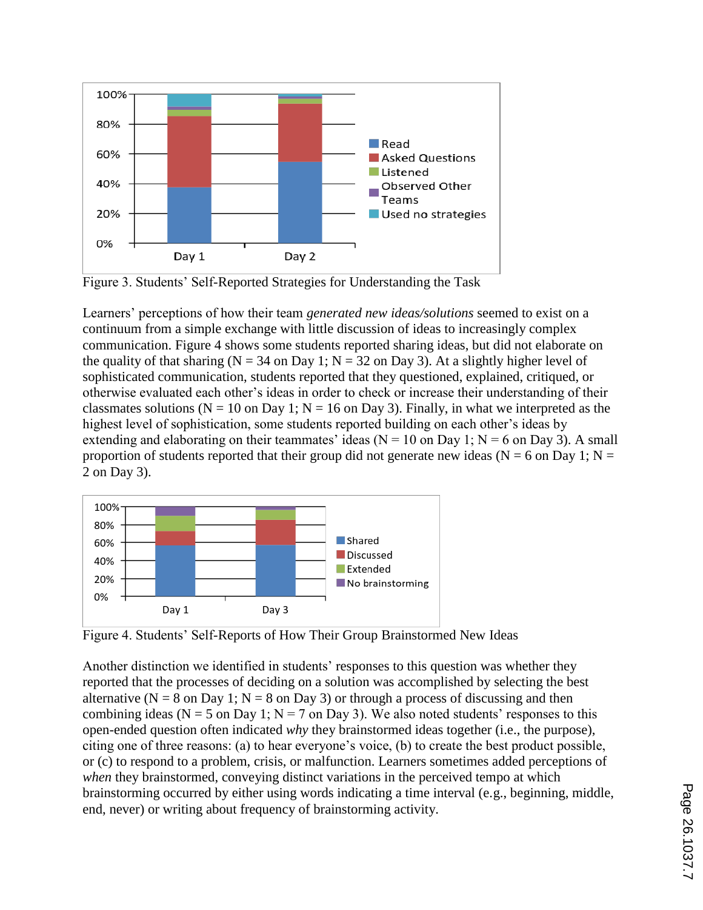Figure 3. Students' Self-Reported Strategies for Understanding the Task

Learners' perceptions of how their team *generated new ideas/solutions* seemed to exist on a continuum from a simple exchange with little discussion of ideas to increasingly complex communication. Figure 4 shows some students reported sharing ideas, but did not elaborate on the quality of that sharing (N = 34 on Day 1; N = 32 on Day 3). At a slightly higher level of sophisticated communication, students reported that they questioned, explained, critiqued, or otherwise evaluated each other's ideas in order to check or increase their understanding of their classmates solutions (N = 10 on Day 1; N = 16 on Day 3). Finally, in what we interpreted as the highest level of sophistication, some students reported building on each other's ideas by extending and elaborating on their teammates' ideas (N = 10 on Day 1; N = 6 on Day 3). A small proportion of students reported that their group did not generate new ideas (N = 6 on Day 1; N = 2 on Day 3).

Figure 4. Students' Self-Reports of How Their Group Brainstormed New Ideas

Another distinction we identified in students' responses to this question was whether they reported that the processes of deciding on a solution was accomplished by selecting the best alternative (N = 8 on Day 1; N = 8 on Day 3) or through a process of discussing and then combining ideas (N = 5 on Day 1; N = 7 on Day 3). We also noted students' responses to this open-ended question often indicated *why* they brainstormed ideas together (i.e., the purpose), citing one of three reasons: (a) to hear everyone's voice, (b) to create the best product possible, or (c) to respond to a problem, crisis, or malfunction. Learners sometimes added perceptions of *when* they brainstormed, conveying distinct variations in the perceived tempo at which brainstorming occurred by either using words indicating a time interval (e.g., beginning, middle, end, never) or writing about frequency of brainstorming activity.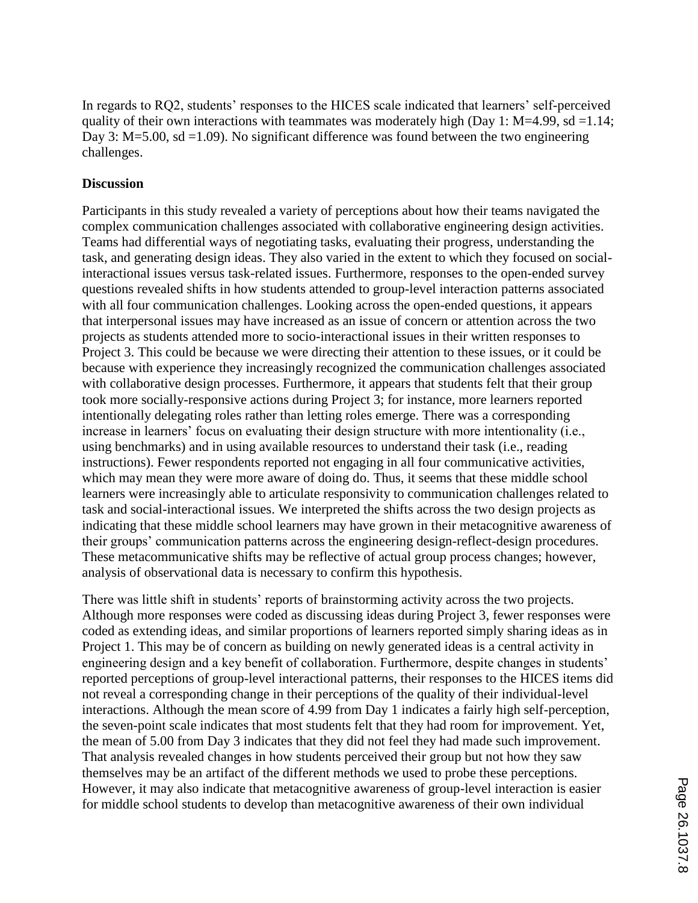In regards to RQ2, students' responses to the HICES scale indicated that learners' self-perceived quality of their own interactions with teammates was moderately high (Day 1: $M=4.99$, $sd=1.14$; Day 3: $M=5.00$, $sd=1.09$). No significant difference was found between the two engineering challenges.

**Discussion**

Participants in this study revealed a variety of perceptions about how their teams navigated the complex communication challenges associated with collaborative engineering design activities. Teams had differential ways of negotiating tasks, evaluating their progress, understanding the task, and generating design ideas. They also varied in the extent to which they focused on social-interactional issues versus task-related issues. Furthermore, responses to the open-ended survey questions revealed shifts in how students attended to group-level interaction patterns associated with all four communication challenges. Looking across the open-ended questions, it appears that interpersonal issues may have increased as an issue of concern or attention across the two projects as students attended more to socio-interactional issues in their written responses to Project 3. This could be because we were directing their attention to these issues, or it could be because with experience they increasingly recognized the communication challenges associated with collaborative design processes. Furthermore, it appears that students felt that their group took more socially-responsive actions during Project 3; for instance, more learners reported intentionally delegating roles rather than letting roles emerge. There was a corresponding increase in learners' focus on evaluating their design structure with more intentionality (i.e., using benchmarks) and in using available resources to understand their task (i.e., reading instructions). Fewer respondents reported not engaging in all four communicative activities, which may mean they were more aware of doing do. Thus, it seems that these middle school learners were increasingly able to articulate responsivity to communication challenges related to task and social-interactional issues. We interpreted the shifts across the two design projects as indicating that these middle school learners may have grown in their metacognitive awareness of their groups' communication patterns across the engineering design-reflect-design procedures. These metacommunicative shifts may be reflective of actual group process changes; however, analysis of observational data is necessary to confirm this hypothesis.

There was little shift in students' reports of brainstorming activity across the two projects. Although more responses were coded as discussing ideas during Project 3, fewer responses were coded as extending ideas, and similar proportions of learners reported simply sharing ideas as in Project 1. This may be of concern as building on newly generated ideas is a central activity in engineering design and a key benefit of collaboration. Furthermore, despite changes in students' reported perceptions of group-level interactional patterns, their responses to the HICES items did not reveal a corresponding change in their perceptions of the quality of their individual-level interactions. Although the mean score of 4.99 from Day 1 indicates a fairly high self-perception, the seven-point scale indicates that most students felt that they had room for improvement. Yet, the mean of 5.00 from Day 3 indicates that they did not feel they had made such improvement. That analysis revealed changes in how students perceived their group but not how they saw themselves may be an artifact of the different methods we used to probe these perceptions. However, it may also indicate that metacognitive awareness of group-level interaction is easier for middle school students to develop than metacognitive awareness of their own individual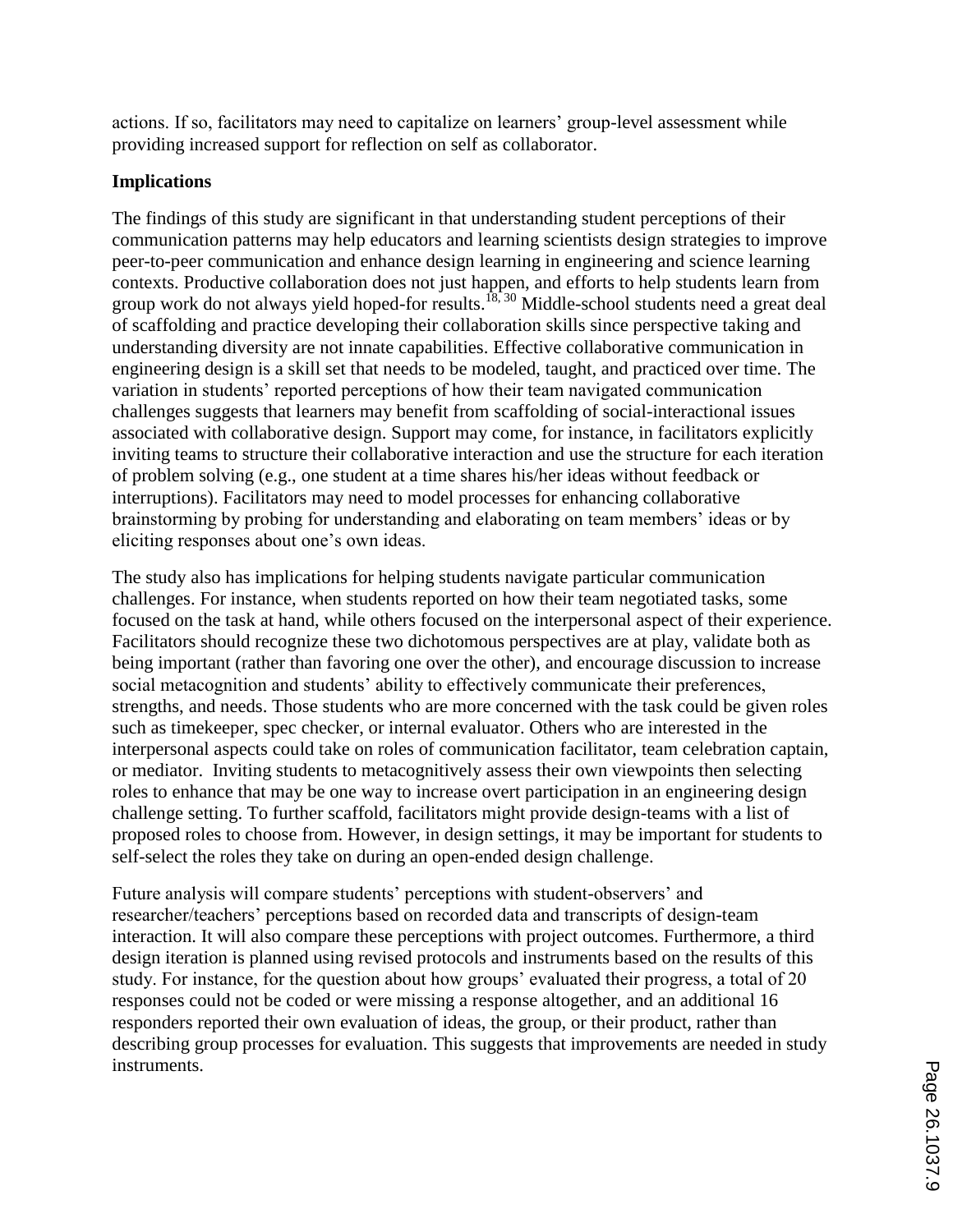actions. If so, facilitators may need to capitalize on learners' group-level assessment while providing increased support for reflection on self as collaborator.

**Implications**

The findings of this study are significant in that understanding student perceptions of their communication patterns may help educators and learning scientists design strategies to improve peer-to-peer communication and enhance design learning in engineering and science learning contexts. Productive collaboration does not just happen, and efforts to help students learn from group work do not always yield hoped-for results.[18, 30] Middle-school students need a great deal of scaffolding and practice developing their collaboration skills since perspective taking and understanding diversity are not innate capabilities. Effective collaborative communication in engineering design is a skill set that needs to be modeled, taught, and practiced over time. The variation in students' reported perceptions of how their team navigated communication challenges suggests that learners may benefit from scaffolding of social-interactional issues associated with collaborative design. Support may come, for instance, in facilitators explicitly inviting teams to structure their collaborative interaction and use the structure for each iteration of problem solving (e.g., one student at a time shares his/her ideas without feedback or interruptions). Facilitators may need to model processes for enhancing collaborative brainstorming by probing for understanding and elaborating on team members' ideas or by eliciting responses about one's own ideas.

The study also has implications for helping students navigate particular communication challenges. For instance, when students reported on how their team negotiated tasks, some focused on the task at hand, while others focused on the interpersonal aspect of their experience. Facilitators should recognize these two dichotomous perspectives are at play, validate both as being important (rather than favoring one over the other), and encourage discussion to increase social metacognition and students' ability to effectively communicate their preferences, strengths, and needs. Those students who are more concerned with the task could be given roles such as timekeeper, spec checker, or internal evaluator. Others who are interested in the interpersonal aspects could take on roles of communication facilitator, team celebration captain, or mediator. Inviting students to metacognitively assess their own viewpoints then selecting roles to enhance that may be one way to increase overt participation in an engineering design challenge setting. To further scaffold, facilitators might provide design-teams with a list of proposed roles to choose from. However, in design settings, it may be important for students to self-select the roles they take on during an open-ended design challenge.

Future analysis will compare students' perceptions with student-observers' and researcher/teachers' perceptions based on recorded data and transcripts of design-team interaction. It will also compare these perceptions with project outcomes. Furthermore, a third design iteration is planned using revised protocols and instruments based on the results of this study. For instance, for the question about how groups' evaluated their progress, a total of 20 responses could not be coded or were missing a response altogether, and an additional 16 responders reported their own evaluation of ideas, the group, or their product, rather than describing group processes for evaluation. This suggests that improvements are needed in study instruments.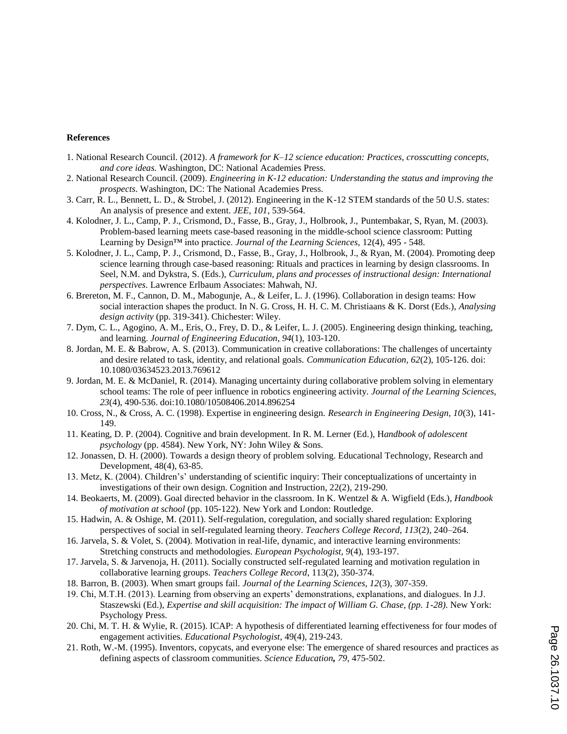**References**

1. National Research Council. (2012). *A framework for K–12 science education: Practices, crosscutting concepts, and core ideas.* Washington, DC: National Academies Press.
2. National Research Council. (2009). *Engineering in K-12 education: Understanding the status and improving the prospects*. Washington, DC: The National Academies Press.
3. Carr, R. L., Bennett, L. D., & Strobel, J. (2012). Engineering in the K-12 STEM standards of the 50 U.S. states: An analysis of presence and extent. *JEE, 101*, 539-564.
4. Kolodner, J. L., Camp, P. J., Crismond, D., Fasse, B., Gray, J., Holbrook, J., Puntembakar, S, Ryan, M. (2003). Problem-based learning meets case-based reasoning in the middle-school science classroom: Putting Learning by Design™ into practice. *Journal of the Learning Sciences*, 12(4), 495 - 548.
5. Kolodner, J. L., Camp, P. J., Crismond, D., Fasse, B., Gray, J., Holbrook, J., & Ryan, M. (2004). Promoting deep science learning through case-based reasoning: Rituals and practices in learning by design classrooms. In Seel, N.M. and Dykstra, S. (Eds.), *Curriculum, plans and processes of instructional design: International perspectives*. Lawrence Erlbaum Associates: Mahwah, NJ.
6. Brereton, M. F., Cannon, D. M., Mabogunje, A., & Leifer, L. J. (1996). Collaboration in design teams: How social interaction shapes the product. In N. G. Cross, H. H. C. M. Christiaans & K. Dorst (Eds.), *Analysing design activity* (pp. 319-341). Chichester: Wiley.
7. Dym, C. L., Agogino, A. M., Eris, O., Frey, D. D., & Leifer, L. J. (2005). Engineering design thinking, teaching, and learning. *Journal of Engineering Education, 94*(1), 103-120.
8. Jordan, M. E. & Babrow, A. S. (2013). Communication in creative collaborations: The challenges of uncertainty and desire related to task, identity, and relational goals. *Communication Education, 62*(2), 105-126. doi: 10.1080/03634523.2013.769612
9. Jordan, M. E. & McDaniel, R. (2014). Managing uncertainty during collaborative problem solving in elementary school teams: The role of peer influence in robotics engineering activity. *Journal of the Learning Sciences, 23*(4), 490-536. doi:10.1080/10508406.2014.896254
10. Cross, N., & Cross, A. C. (1998). Expertise in engineering design. *Research in Engineering Design, 10*(3), 141-149.
11. Keating, D. P. (2004). Cognitive and brain development. In R. M. Lerner (Ed.), H*andbook of adolescent psychology* (pp. 4584). New York, NY: John Wiley & Sons.
12. Jonassen, D. H. (2000). Towards a design theory of problem solving. Educational Technology, Research and Development, 48(4), 63-85.
13. Metz, K. (2004). Children's' understanding of scientific inquiry: Their conceptualizations of uncertainty in investigations of their own design. Cognition and Instruction, 22(2), 219-290.
14. Beokaerts, M. (2009). Goal directed behavior in the classroom. In K. Wentzel & A. Wigfield (Eds.), *Handbook of motivation at school* (pp. 105-122). New York and London: Routledge.
15. Hadwin, A. & Oshige, M. (2011). Self-regulation, coregulation, and socially shared regulation: Exploring perspectives of social in self-regulated learning theory. *Teachers College Record, 113*(2), 240–264.
16. Jarvela, S. & Volet, S. (2004). Motivation in real-life, dynamic, and interactive learning environments: Stretching constructs and methodologies. *European Psychologist, 9*(4), 193-197.
17. Jarvela, S. & Jarvenoja, H. (2011). Socially constructed self-regulated learning and motivation regulation in collaborative learning groups. *Teachers College Record*, 113(2), 350-374.
18. Barron, B. (2003). When smart groups fail. *Journal of the Learning Sciences, 12*(3), 307-359.
19. Chi, M.T.H. (2013). Learning from observing an experts' demonstrations, explanations, and dialogues. In J.J. Staszewski (Ed.), *Expertise and skill acquisition: The impact of William G. Chase, (pp. 1-28)*. New York: Psychology Press.
20. Chi, M. T. H. & Wylie, R. (2015). ICAP: A hypothesis of differentiated learning effectiveness for four modes of engagement activities. *Educational Psychologist*, 49(4), 219-243.
21. Roth, W.-M. (1995). Inventors, copycats, and everyone else: The emergence of shared resources and practices as defining aspects of classroom communities. *Science Education**,** 79*, 475-502.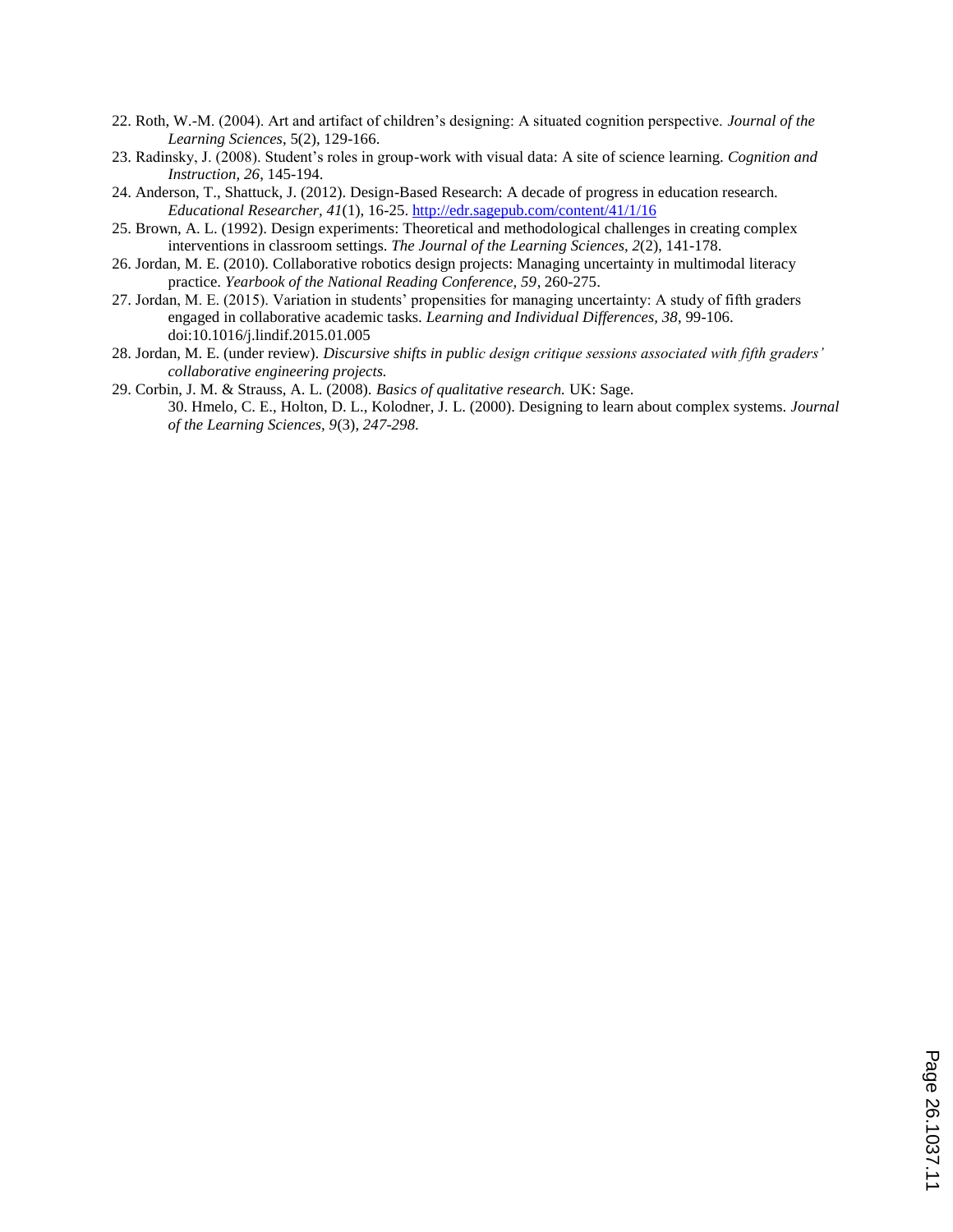22. Roth, W.-M. (2004). Art and artifact of children's designing: A situated cognition perspective. *Journal of the Learning Sciences*, 5(2), 129-166.
23. Radinsky, J. (2008). Student's roles in group-work with visual data: A site of science learning. *Cognition and Instruction, 26*, 145-194.
24. Anderson, T., Shattuck, J. (2012). Design-Based Research: A decade of progress in education research. *Educational Researcher, 41*(1), 16-25. http://edr.sagepub.com/content/41/1/16
25. Brown, A. L. (1992). Design experiments: Theoretical and methodological challenges in creating complex interventions in classroom settings. *The Journal of the Learning Sciences, 2*(2), 141-178.
26. Jordan, M. E. (2010). Collaborative robotics design projects: Managing uncertainty in multimodal literacy practice. *Yearbook of the National Reading Conference, 59*, 260-275.
27. Jordan, M. E. (2015). Variation in students' propensities for managing uncertainty: A study of fifth graders engaged in collaborative academic tasks. *Learning and Individual Differences, 38*, 99-106. doi:10.1016/j.lindif.2015.01.005
28. Jordan, M. E. (under review). *Discursive shifts in public design critique sessions associated with fifth graders' collaborative engineering projects.*
29. Corbin, J. M. & Strauss, A. L. (2008). *Basics of qualitative research.* UK: Sage.
30. Hmelo, C. E., Holton, D. L., Kolodner, J. L. (2000). Designing to learn about complex systems. *Journal of the Learning Sciences, 9*(3), *247-298.*